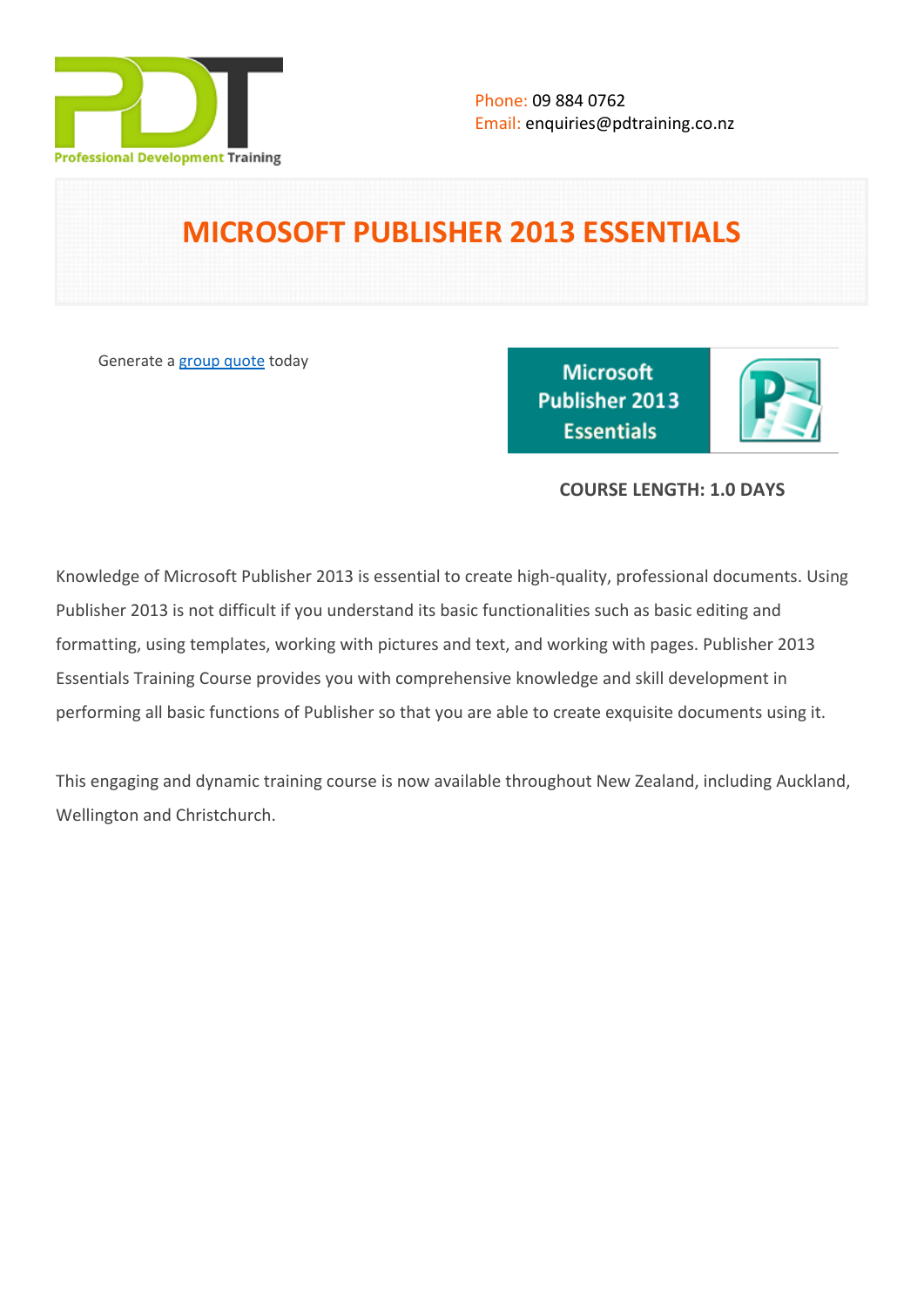Phone: 09 884 0762
Email: enquiries@pdtraining.co.nz

# MICROSOFT PUBLISHER 2013 ESSENTIALS

Generate a group quote today

**COURSE LENGTH: 1.0 DAYS**

Knowledge of Microsoft Publisher 2013 is essential to create high-quality, professional documents. Using Publisher 2013 is not difficult if you understand its basic functionalities such as basic editing and formatting, using templates, working with pictures and text, and working with pages. Publisher 2013 Essentials Training Course provides you with comprehensive knowledge and skill development in performing all basic functions of Publisher so that you are able to create exquisite documents using it.

This engaging and dynamic training course is now available throughout New Zealand, including Auckland, Wellington and Christchurch.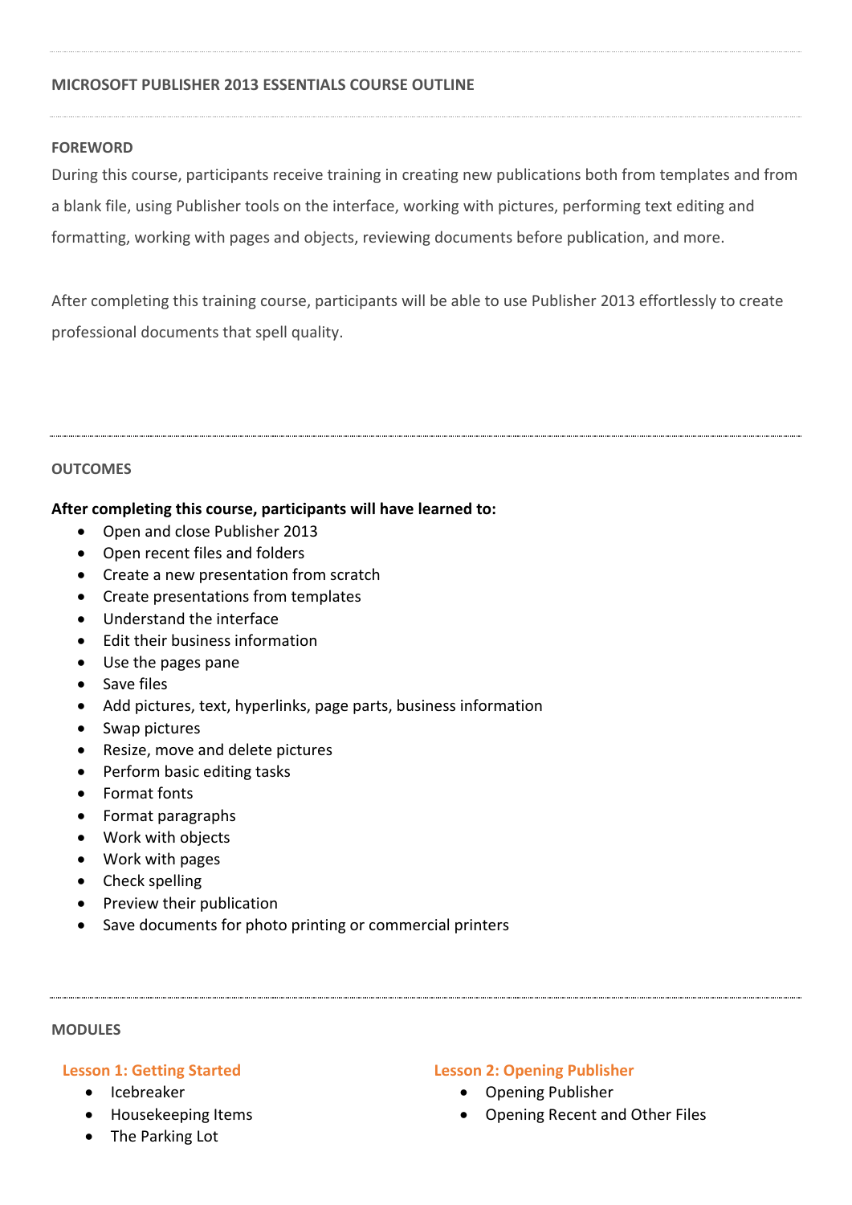# MICROSOFT PUBLISHER 2013 ESSENTIALS COURSE OUTLINE

## FOREWORD

During this course, participants receive training in creating new publications both from templates and from a blank file, using Publisher tools on the interface, working with pictures, performing text editing and formatting, working with pages and objects, reviewing documents before publication, and more.

After completing this training course, participants will be able to use Publisher 2013 effortlessly to create professional documents that spell quality.

## OUTCOMES

**After completing this course, participants will have learned to:**

- Open and close Publisher 2013
- Open recent files and folders
- Create a new presentation from scratch
- Create presentations from templates
- Understand the interface
- Edit their business information
- Use the pages pane
- Save files
- Add pictures, text, hyperlinks, page parts, business information
- Swap pictures
- Resize, move and delete pictures
- Perform basic editing tasks
- Format fonts
- Format paragraphs
- Work with objects
- Work with pages
- Check spelling
- Preview their publication
- Save documents for photo printing or commercial printers

## MODULES

### Lesson 1: Getting Started

- Icebreaker
- Housekeeping Items
- The Parking Lot

### Lesson 2: Opening Publisher

- Opening Publisher
- Opening Recent and Other Files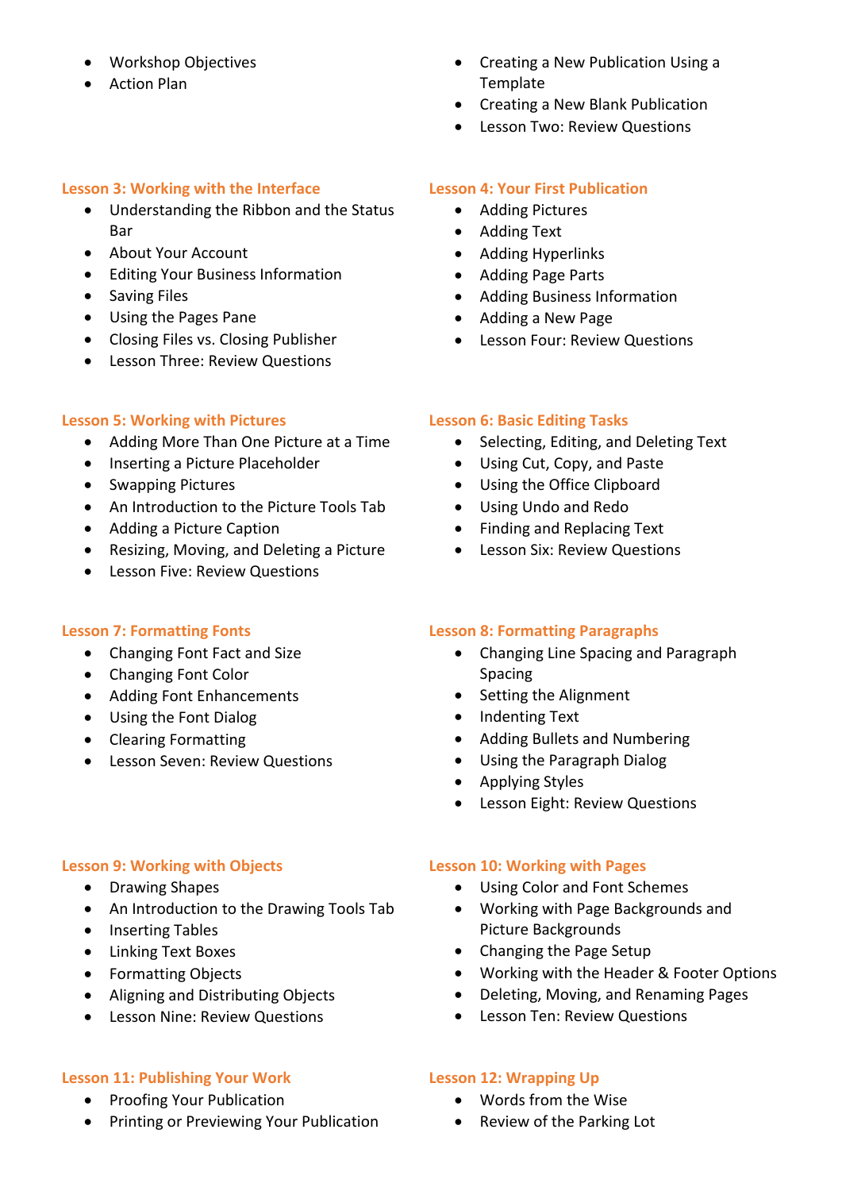- Workshop Objectives
- Action Plan

- Creating a New Publication Using a Template
- Creating a New Blank Publication
- Lesson Two: Review Questions

### Lesson 3: Working with the Interface

- Understanding the Ribbon and the Status Bar
- About Your Account
- Editing Your Business Information
- Saving Files
- Using the Pages Pane
- Closing Files vs. Closing Publisher
- Lesson Three: Review Questions

### Lesson 4: Your First Publication

- Adding Pictures
- Adding Text
- Adding Hyperlinks
- Adding Page Parts
- Adding Business Information
- Adding a New Page
- Lesson Four: Review Questions

### Lesson 5: Working with Pictures

- Adding More Than One Picture at a Time
- Inserting a Picture Placeholder
- Swapping Pictures
- An Introduction to the Picture Tools Tab
- Adding a Picture Caption
- Resizing, Moving, and Deleting a Picture
- Lesson Five: Review Questions

### Lesson 6: Basic Editing Tasks

- Selecting, Editing, and Deleting Text
- Using Cut, Copy, and Paste
- Using the Office Clipboard
- Using Undo and Redo
- Finding and Replacing Text
- Lesson Six: Review Questions

### Lesson 7: Formatting Fonts

- Changing Font Fact and Size
- Changing Font Color
- Adding Font Enhancements
- Using the Font Dialog
- Clearing Formatting
- Lesson Seven: Review Questions

### Lesson 8: Formatting Paragraphs

- Changing Line Spacing and Paragraph Spacing
- Setting the Alignment
- Indenting Text
- Adding Bullets and Numbering
- Using the Paragraph Dialog
- Applying Styles
- Lesson Eight: Review Questions

### Lesson 9: Working with Objects

- Drawing Shapes
- An Introduction to the Drawing Tools Tab
- Inserting Tables
- Linking Text Boxes
- Formatting Objects
- Aligning and Distributing Objects
- Lesson Nine: Review Questions

### Lesson 10: Working with Pages

- Using Color and Font Schemes
- Working with Page Backgrounds and Picture Backgrounds
- Changing the Page Setup
- Working with the Header & Footer Options
- Deleting, Moving, and Renaming Pages
- Lesson Ten: Review Questions

### Lesson 11: Publishing Your Work

- Proofing Your Publication
- Printing or Previewing Your Publication

### Lesson 12: Wrapping Up

- Words from the Wise
- Review of the Parking Lot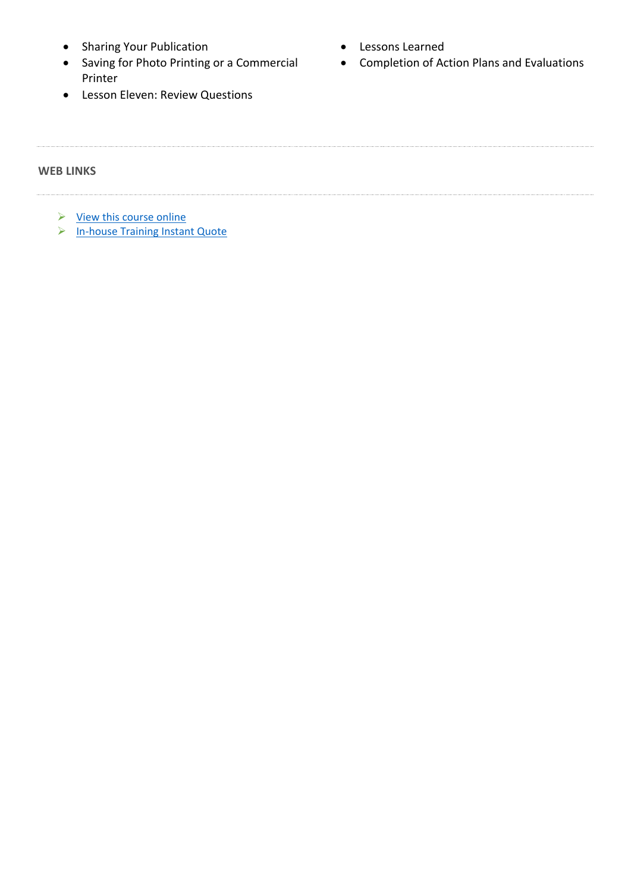- Sharing Your Publication
- Saving for Photo Printing or a Commercial Printer
- Lesson Eleven: Review Questions
- Lessons Learned
- Completion of Action Plans and Evaluations

**WEB LINKS**

- View this course online
- In-house Training Instant Quote